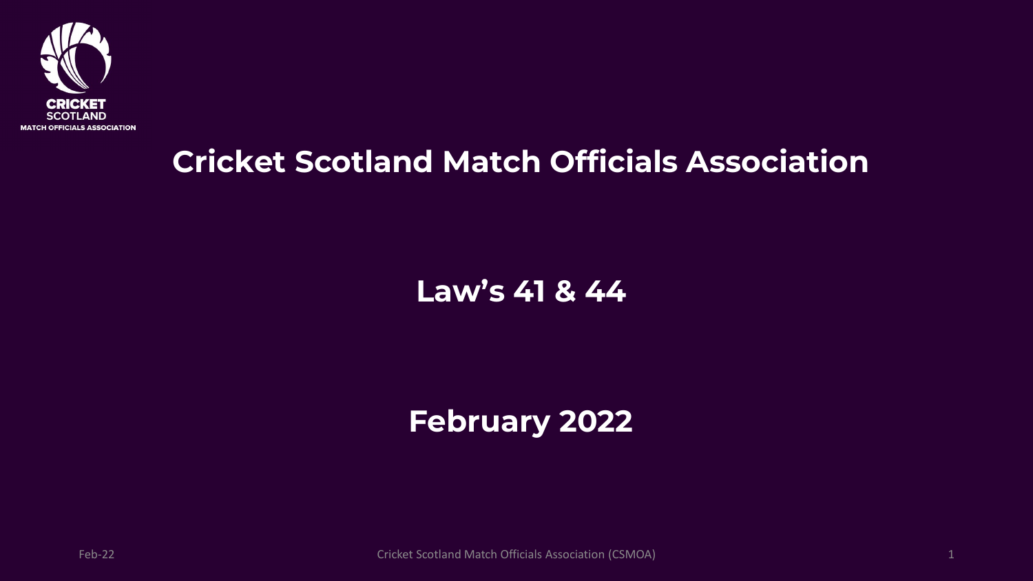CRICKET SCOTLAND
MATCH OFFICIALS ASSOCIATION

# Cricket Scotland Match Officials Association

## Law's 41 & 44

## February 2022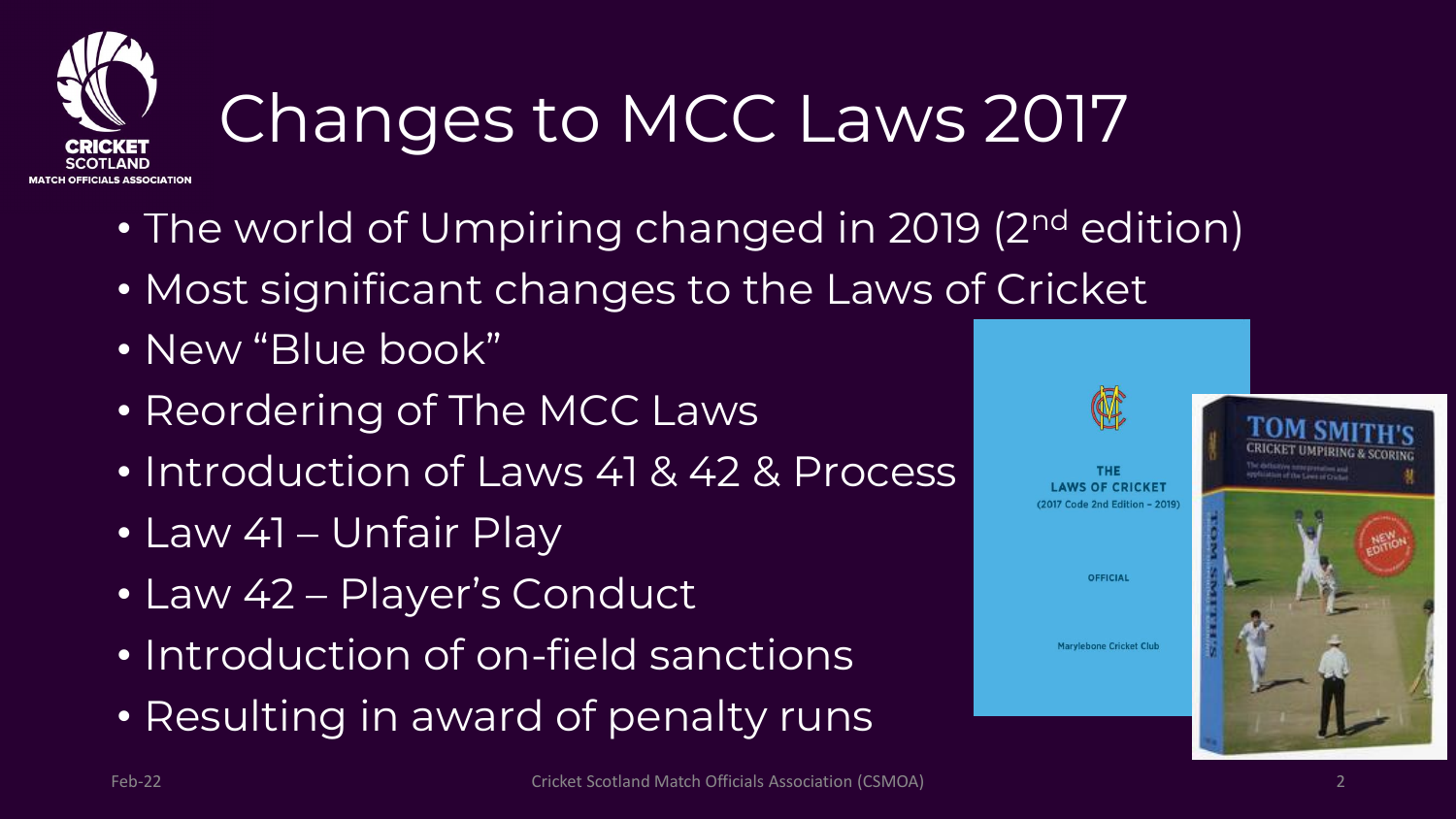# Changes to MCC Laws 2017

- The world of Umpiring changed in 2019 (2nd edition)
- Most significant changes to the Laws of Cricket
- New "Blue book"
- Reordering of The MCC Laws
- Introduction of Laws 41 & 42 & Process
- Law 41 – Unfair Play
- Law 42 – Player's Conduct
- Introduction of on-field sanctions
- Resulting in award of penalty runs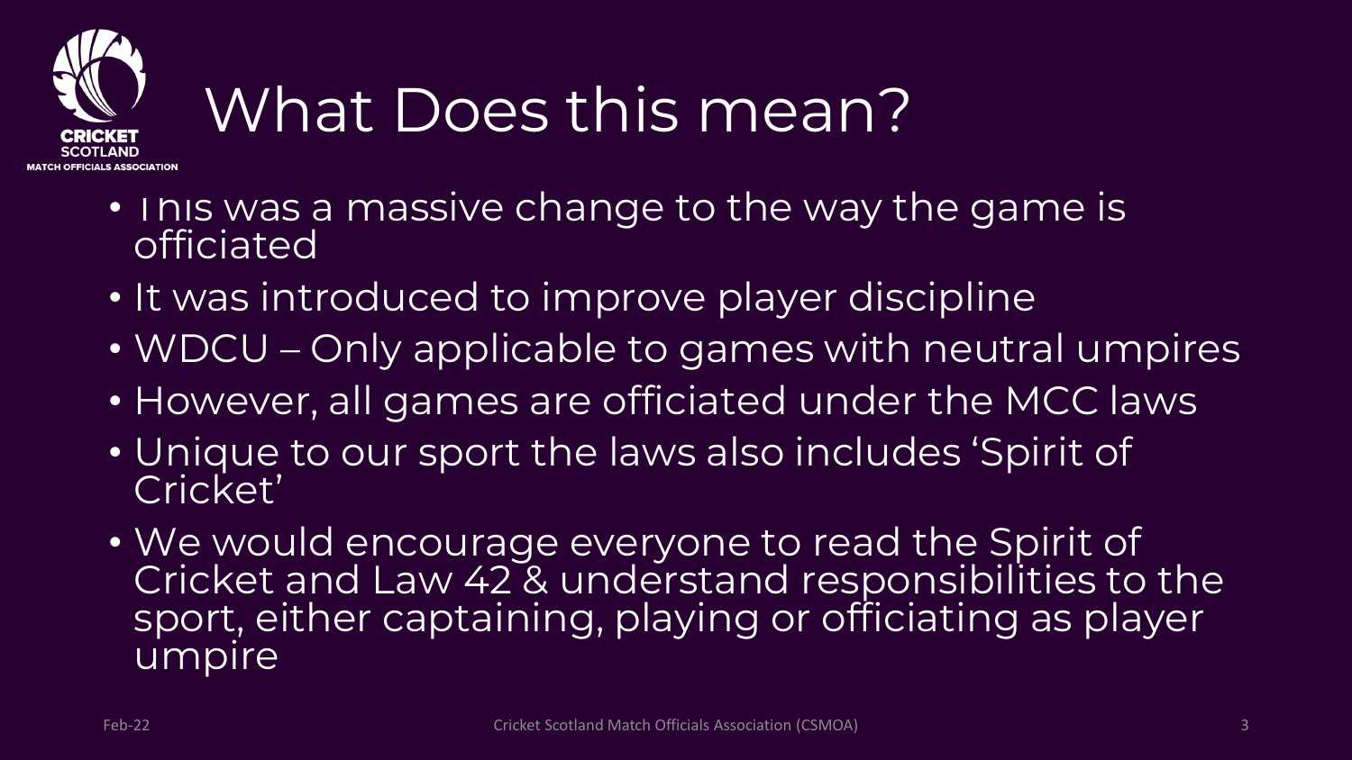# What Does this mean?

- This was a massive change to the way the game is officiated
- It was introduced to improve player discipline
- WDCU – Only applicable to games with neutral umpires
- However, all games are officiated under the MCC laws
- Unique to our sport the laws also includes 'Spirit of Cricket'
- We would encourage everyone to read the Spirit of Cricket and Law 42 & understand responsibilities to the sport, either captaining, playing or officiating as player umpire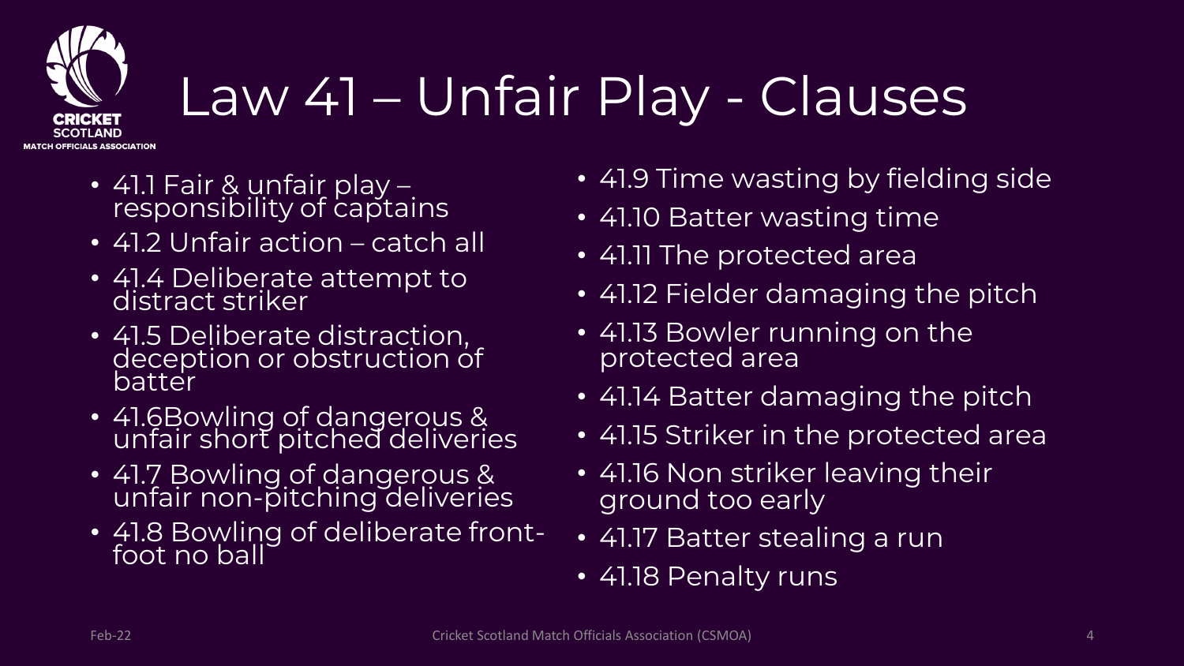# Law 41 – Unfair Play - Clauses

- 41.1 Fair & unfair play – responsibility of captains
- 41.2 Unfair action – catch all
- 41.4 Deliberate attempt to distract striker
- 41.5 Deliberate distraction, deception or obstruction of batter
- 41.6Bowling of dangerous & unfair short pitched deliveries
- 41.7 Bowling of dangerous & unfair non-pitching deliveries
- 41.8 Bowling of deliberate front-foot no ball
- 41.9 Time wasting by fielding side
- 41.10 Batter wasting time
- 41.11 The protected area
- 41.12 Fielder damaging the pitch
- 41.13 Bowler running on the protected area
- 41.14 Batter damaging the pitch
- 41.15 Striker in the protected area
- 41.16 Non striker leaving their ground too early
- 41.17 Batter stealing a run
- 41.18 Penalty runs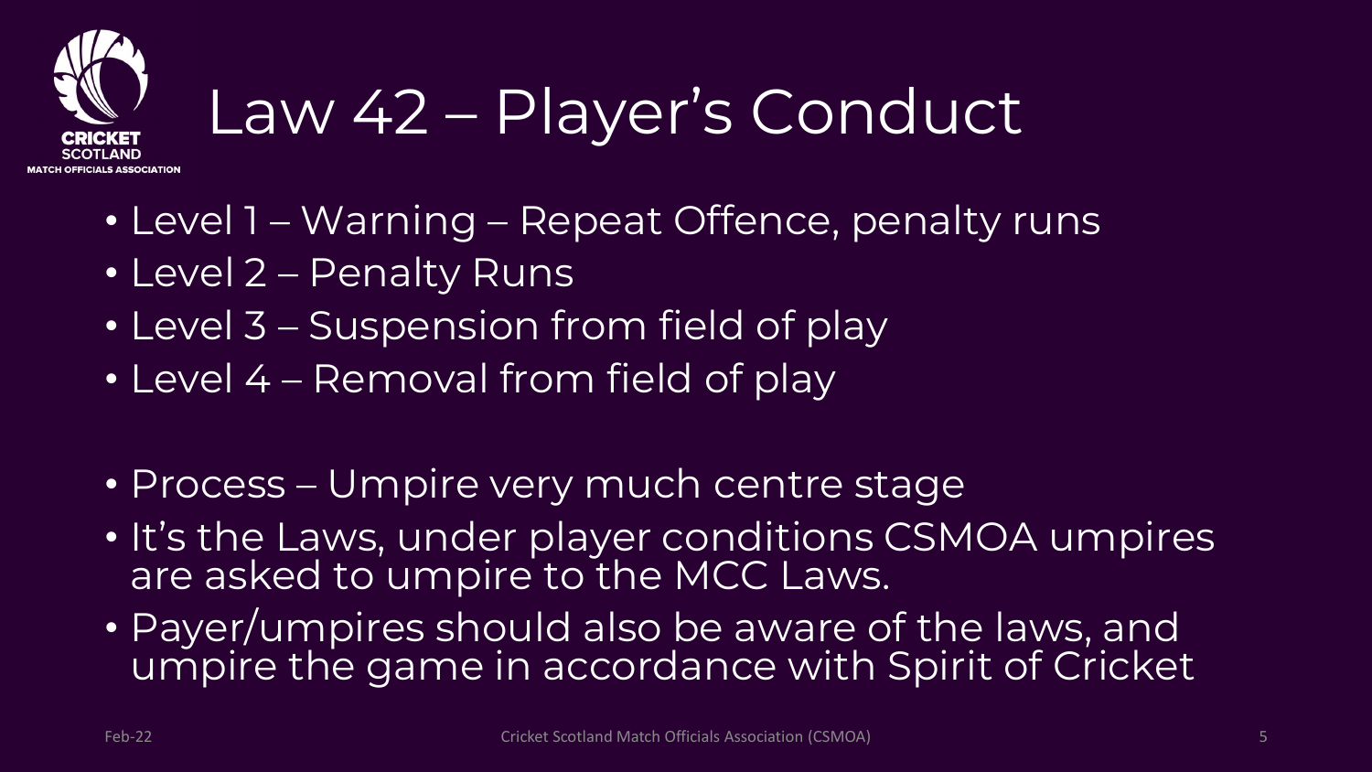# Law 42 – Player's Conduct

- Level 1 – Warning – Repeat Offence, penalty runs
- Level 2 – Penalty Runs
- Level 3 – Suspension from field of play
- Level 4 – Removal from field of play

- Process – Umpire very much centre stage
- It's the Laws, under player conditions CSMOA umpires are asked to umpire to the MCC Laws.
- Payer/umpires should also be aware of the laws, and umpire the game in accordance with Spirit of Cricket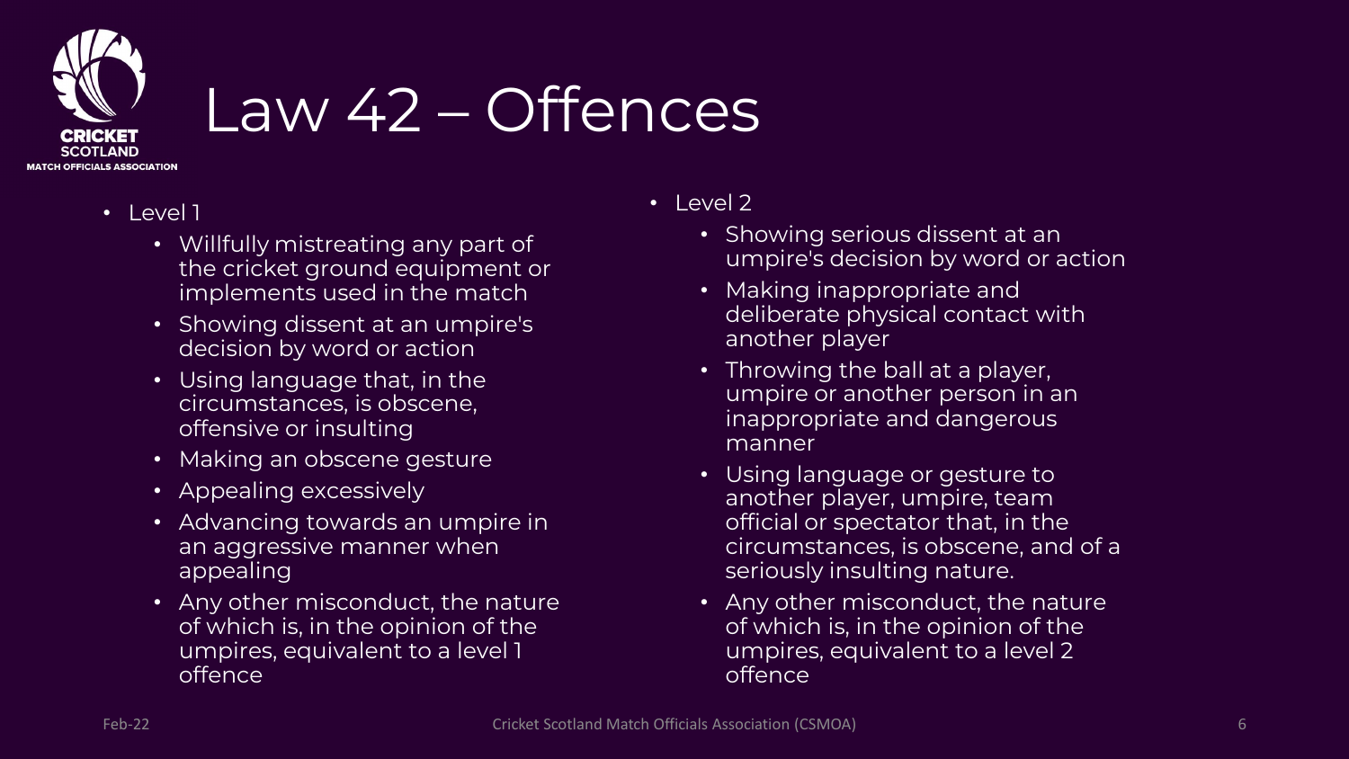# Law 42 – Offences

- Level 1
  - Willfully mistreating any part of the cricket ground equipment or implements used in the match
  - Showing dissent at an umpire's decision by word or action
  - Using language that, in the circumstances, is obscene, offensive or insulting
  - Making an obscene gesture
  - Appealing excessively
  - Advancing towards an umpire in an aggressive manner when appealing
  - Any other misconduct, the nature of which is, in the opinion of the umpires, equivalent to a level 1 offence

- Level 2
  - Showing serious dissent at an umpire's decision by word or action
  - Making inappropriate and deliberate physical contact with another player
  - Throwing the ball at a player, umpire or another person in an inappropriate and dangerous manner
  - Using language or gesture to another player, umpire, team official or spectator that, in the circumstances, is obscene, and of a seriously insulting nature.
  - Any other misconduct, the nature of which is, in the opinion of the umpires, equivalent to a level 2 offence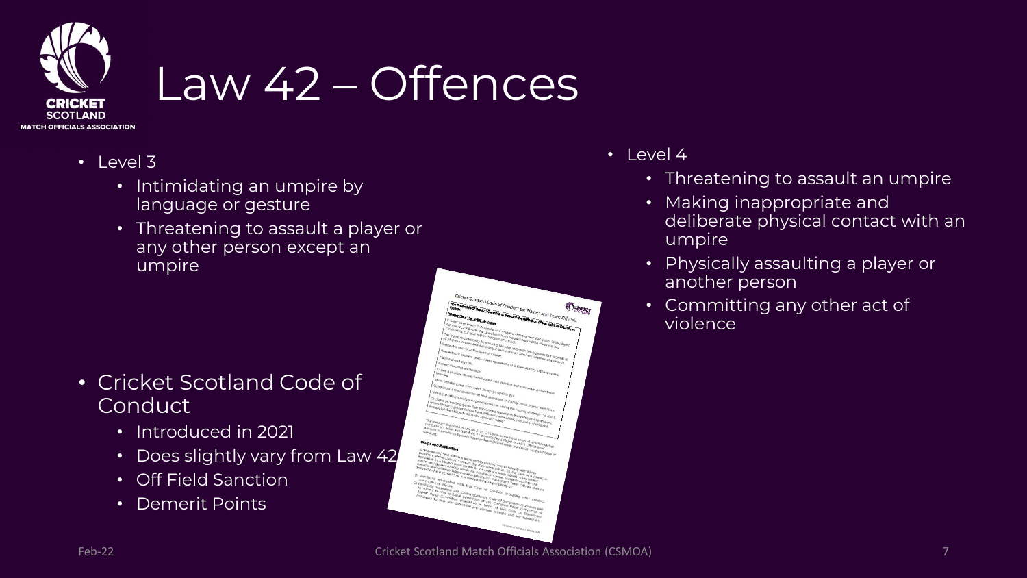# Law 42 – Offences

- Level 3
  - Intimidating an umpire by language or gesture
  - Threatening to assault a player or any other person except an umpire

- Level 4
  - Threatening to assault an umpire
  - Making inappropriate and deliberate physical contact with an umpire
  - Physically assaulting a player or another person
  - Committing any other act of violence

- Cricket Scotland Code of Conduct
  - Introduced in 2021
  - Does slightly vary from Law 42
  - Off Field Sanction
  - Demerit Points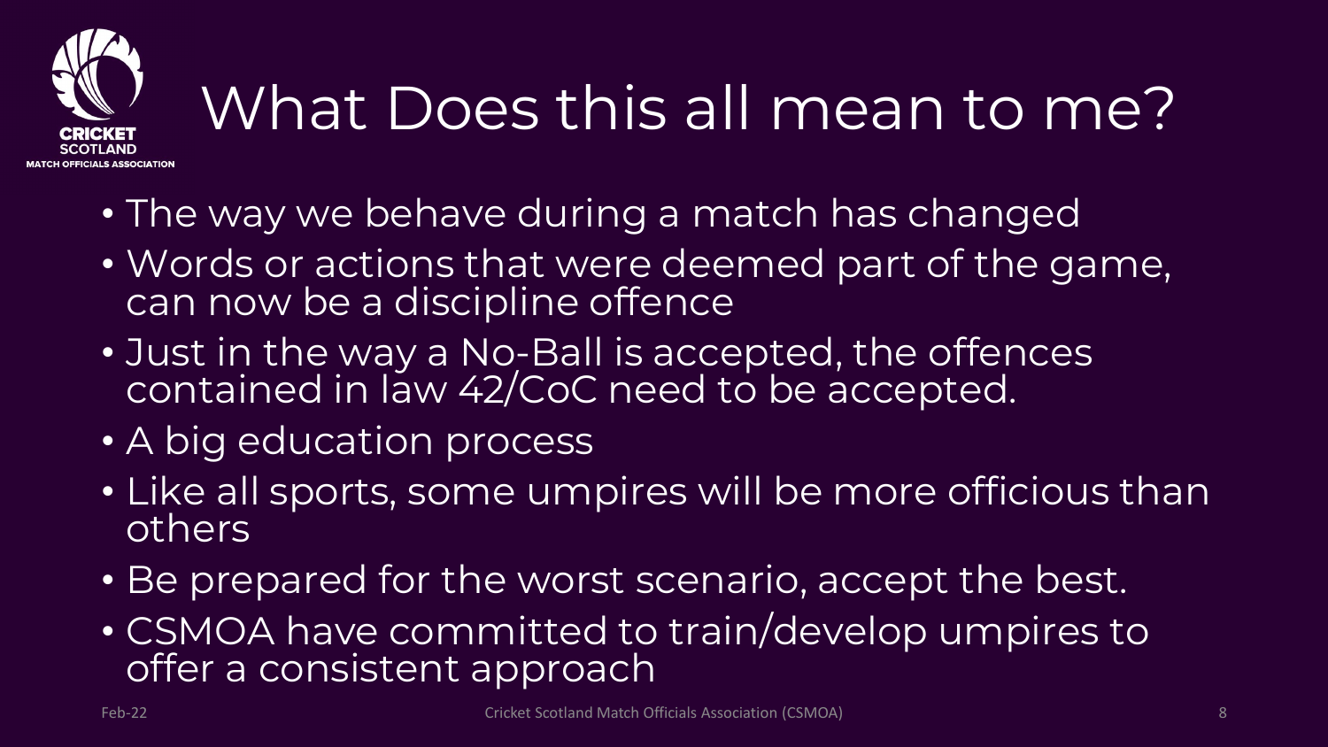# What Does this all mean to me?

- The way we behave during a match has changed
- Words or actions that were deemed part of the game, can now be a discipline offence
- Just in the way a No-Ball is accepted, the offences contained in law 42/CoC need to be accepted.
- A big education process
- Like all sports, some umpires will be more officious than others
- Be prepared for the worst scenario, accept the best.
- CSMOA have committed to train/develop umpires to offer a consistent approach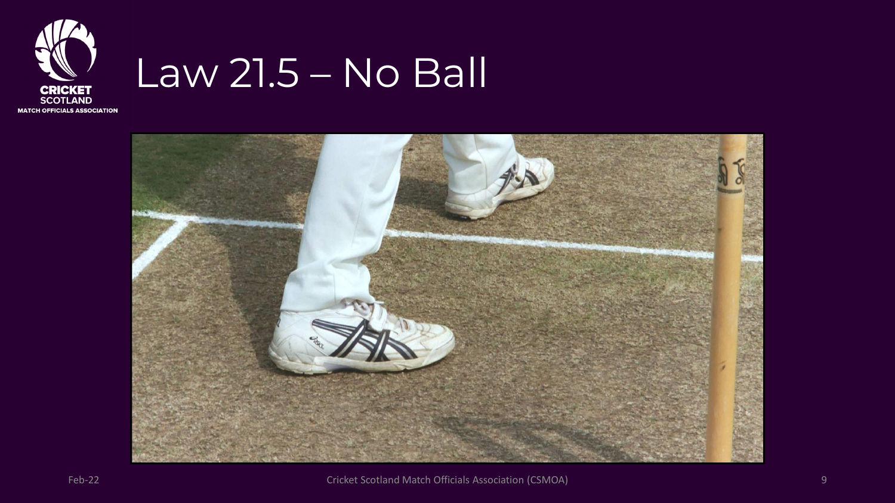# Law 21.5 – No Ball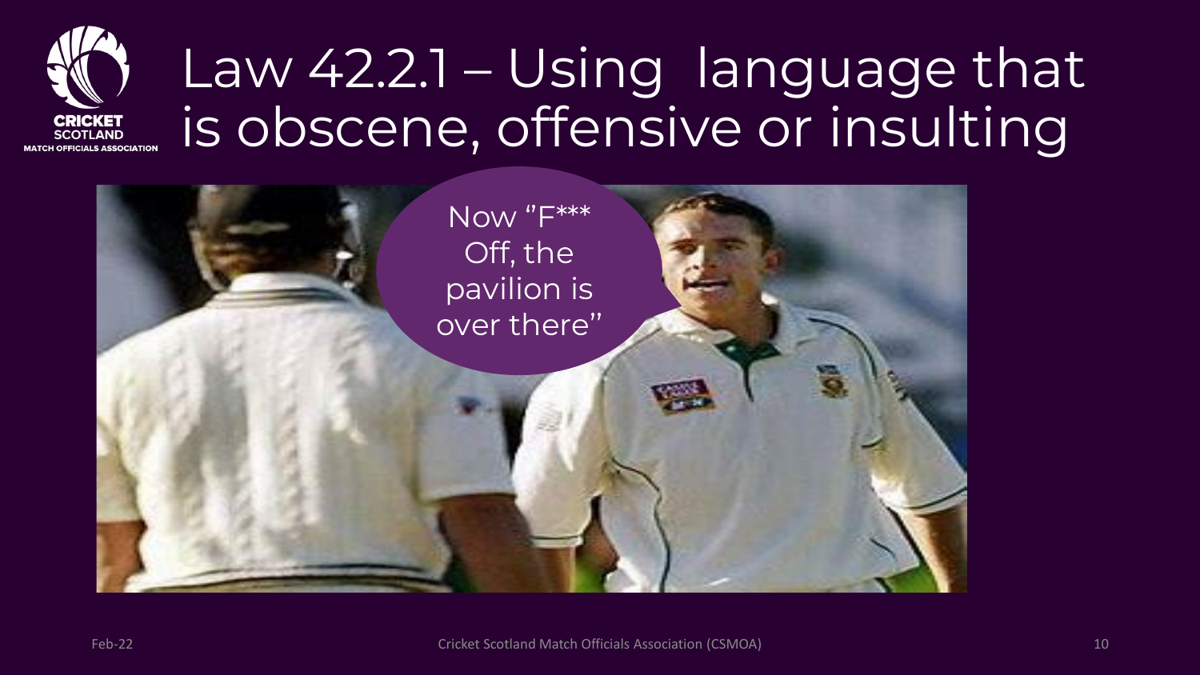# Law 42.2.1 – Using language that is obscene, offensive or insulting

Now "F*** Off, the pavilion is over there"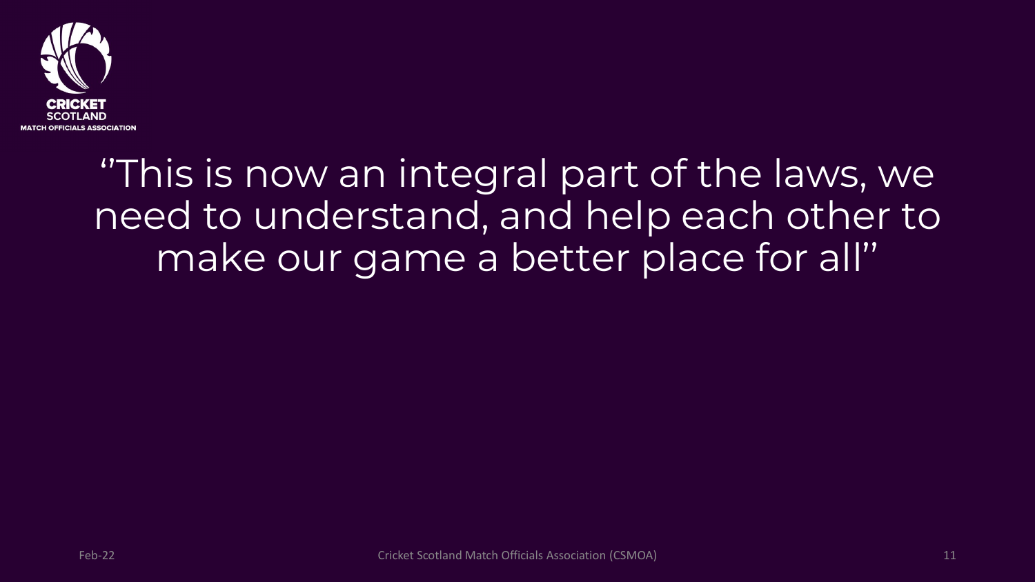CRICKET SCOTLAND
MATCH OFFICIALS ASSOCIATION

"This is now an integral part of the laws, we need to understand, and help each other to make our game a better place for all"